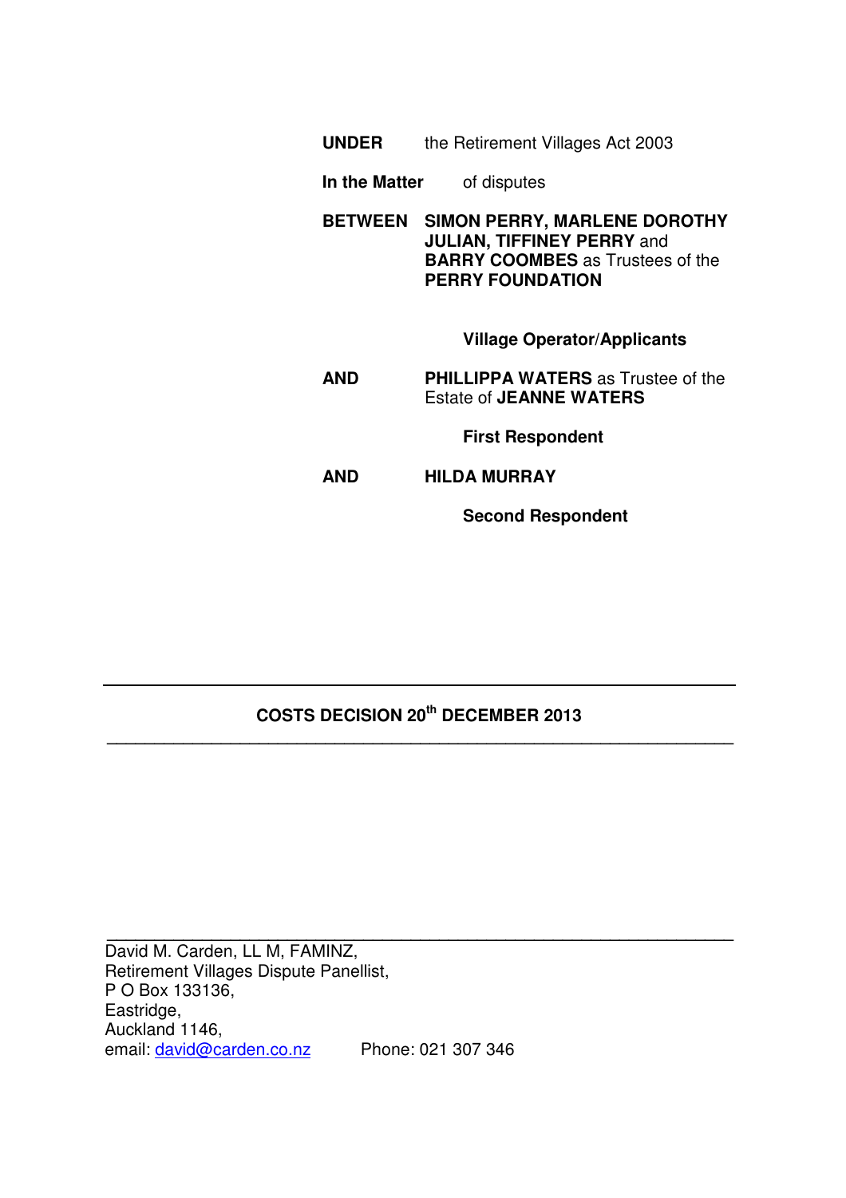**UNDER** the Retirement Villages Act 2003

**In the Matter** of disputes

**BETWEEN** **SIMON PERRY, MARLENE DOROTHY JULIAN, TIFFINEY PERRY** and **BARRY COOMBES** as Trustees of the **PERRY FOUNDATION**

**Village Operator/Applicants**

**AND** **PHILLIPPA WATERS** as Trustee of the Estate of **JEANNE WATERS**

**First Respondent**

**AND** **HILDA MURRAY**

**Second Respondent**

---

## COSTS DECISION 20th DECEMBER 2013

---

David M. Carden, LL M, FAMINZ,
Retirement Villages Dispute Panellist,
P O Box 133136,
Eastridge,
Auckland 1146,
email: david@carden.co.nz Phone: 021 307 346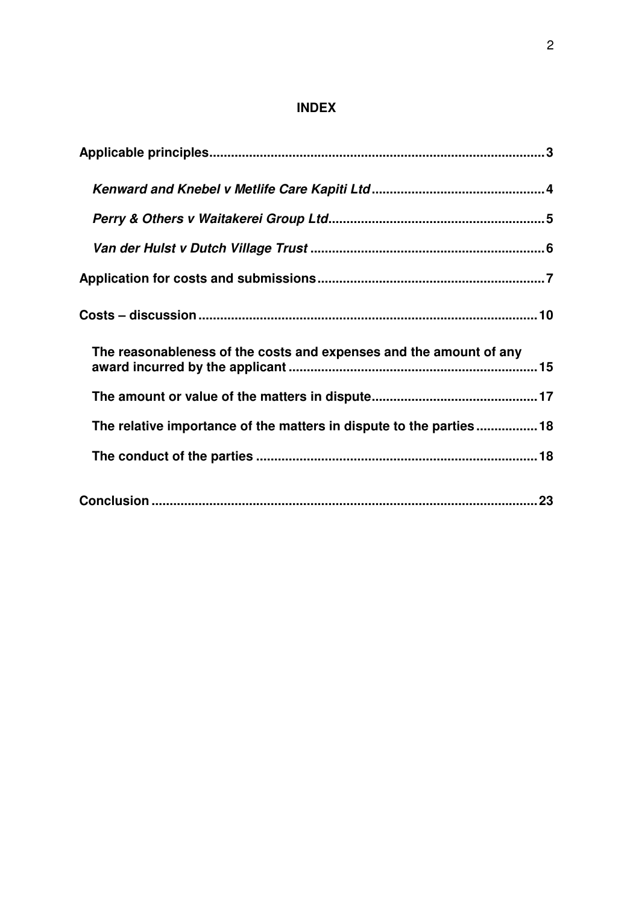# INDEX

**Applicable principles** .......................................................................................... **3**

***Kenward and Knebel v Metlife Care Kapiti Ltd*** ................................................ **4**

***Perry & Others v Waitakerei Group Ltd*** ........................................................... **5**

***Van der Hulst v Dutch Village Trust*** ................................................................. **6**

**Application for costs and submissions** ................................................................ **7**

**Costs – discussion** ................................................................................................ **10**

**The reasonableness of the costs and expenses and the amount of any award incurred by the applicant** ..................................................................... **15**

**The amount or value of the matters in dispute** .............................................. **17**

**The relative importance of the matters in dispute to the parties** ................. **18**

**The conduct of the parties** ............................................................................. **18**

**Conclusion** ............................................................................................................ **23**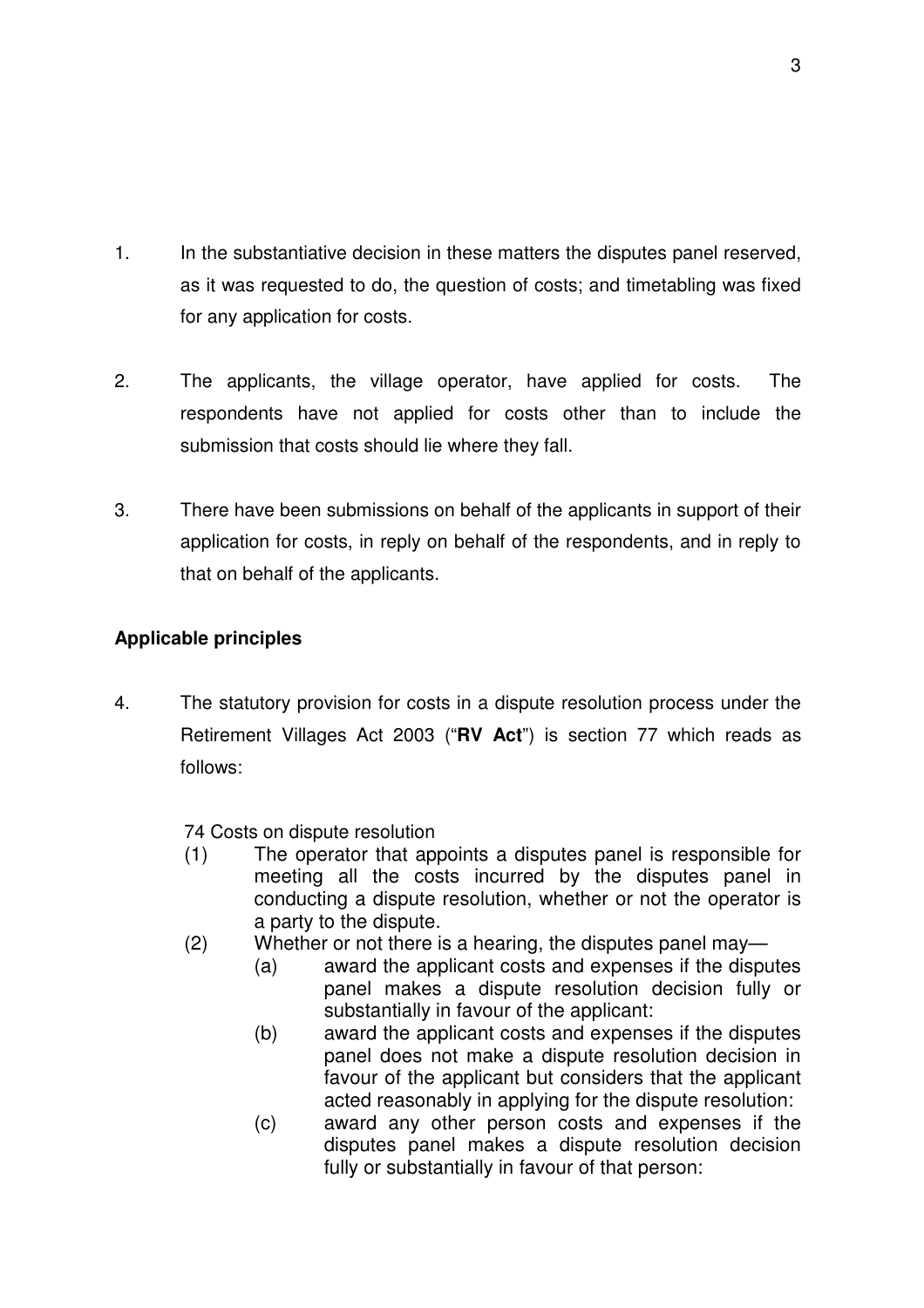1. In the substantiative decision in these matters the disputes panel reserved, as it was requested to do, the question of costs; and timetabling was fixed for any application for costs.

2. The applicants, the village operator, have applied for costs. The respondents have not applied for costs other than to include the submission that costs should lie where they fall.

3. There have been submissions on behalf of the applicants in support of their application for costs, in reply on behalf of the respondents, and in reply to that on behalf of the applicants.

**Applicable principles**

4. The statutory provision for costs in a dispute resolution process under the Retirement Villages Act 2003 ("**RV Act**") is section 77 which reads as follows:

> 74 Costs on dispute resolution
>
> (1) The operator that appoints a disputes panel is responsible for meeting all the costs incurred by the disputes panel in conducting a dispute resolution, whether or not the operator is a party to the dispute.
>
> (2) Whether or not there is a hearing, the disputes panel may—
>
> (a) award the applicant costs and expenses if the disputes panel makes a dispute resolution decision fully or substantially in favour of the applicant:
>
> (b) award the applicant costs and expenses if the disputes panel does not make a dispute resolution decision in favour of the applicant but considers that the applicant acted reasonably in applying for the dispute resolution:
>
> (c) award any other person costs and expenses if the disputes panel makes a dispute resolution decision fully or substantially in favour of that person: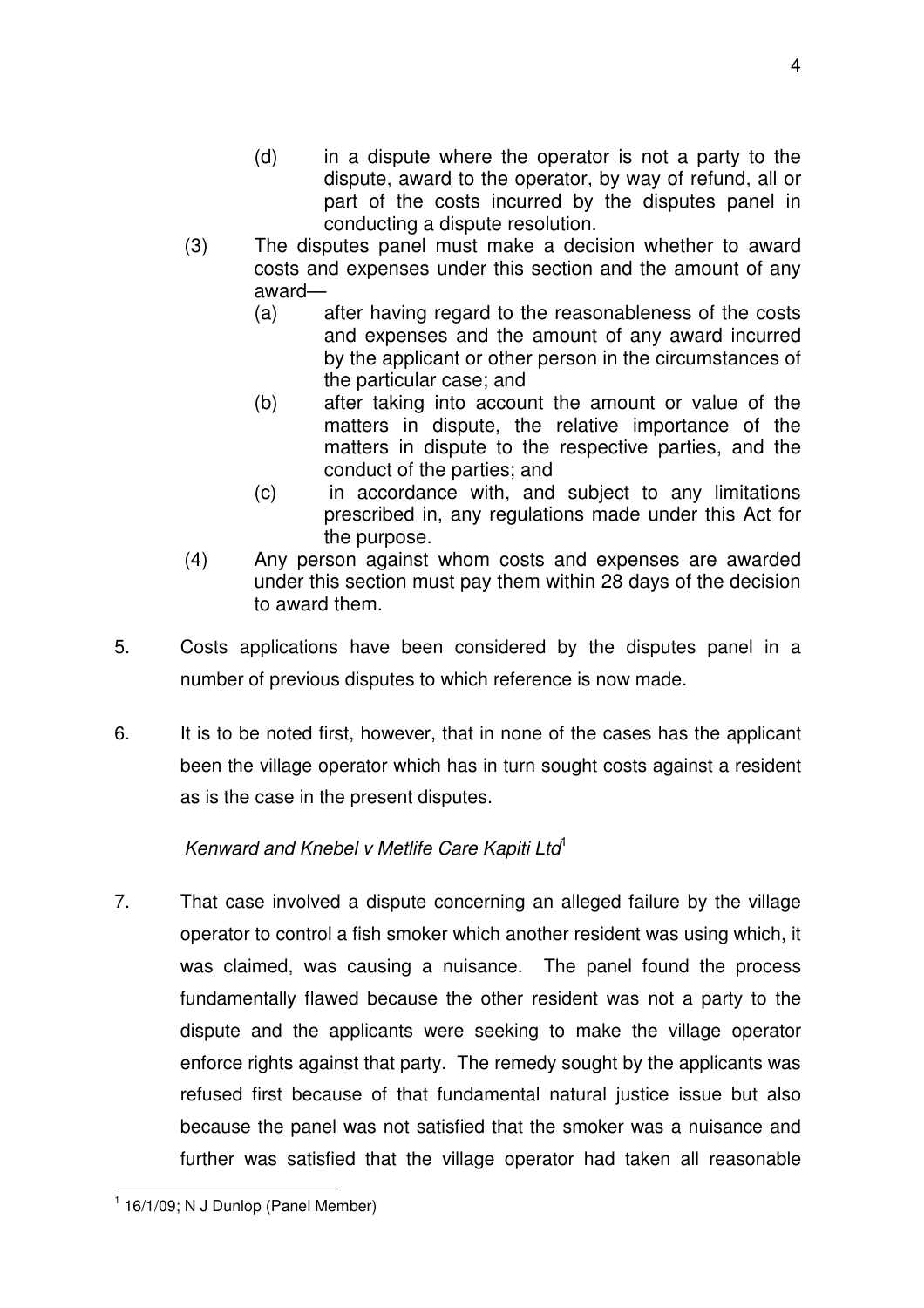(d) in a dispute where the operator is not a party to the dispute, award to the operator, by way of refund, all or part of the costs incurred by the disputes panel in conducting a dispute resolution.

(3) The disputes panel must make a decision whether to award costs and expenses under this section and the amount of any award—

(a) after having regard to the reasonableness of the costs and expenses and the amount of any award incurred by the applicant or other person in the circumstances of the particular case; and

(b) after taking into account the amount or value of the matters in dispute, the relative importance of the matters in dispute to the respective parties, and the conduct of the parties; and

(c) in accordance with, and subject to any limitations prescribed in, any regulations made under this Act for the purpose.

(4) Any person against whom costs and expenses are awarded under this section must pay them within 28 days of the decision to award them.

5. Costs applications have been considered by the disputes panel in a number of previous disputes to which reference is now made.

6. It is to be noted first, however, that in none of the cases has the applicant been the village operator which has in turn sought costs against a resident as is the case in the present disputes.

*Kenward and Knebel v Metlife Care Kapiti Ltd*[1]

7. That case involved a dispute concerning an alleged failure by the village operator to control a fish smoker which another resident was using which, it was claimed, was causing a nuisance. The panel found the process fundamentally flawed because the other resident was not a party to the dispute and the applicants were seeking to make the village operator enforce rights against that party. The remedy sought by the applicants was refused first because of that fundamental natural justice issue but also because the panel was not satisfied that the smoker was a nuisance and further was satisfied that the village operator had taken all reasonable

[1] 16/1/09; N J Dunlop (Panel Member)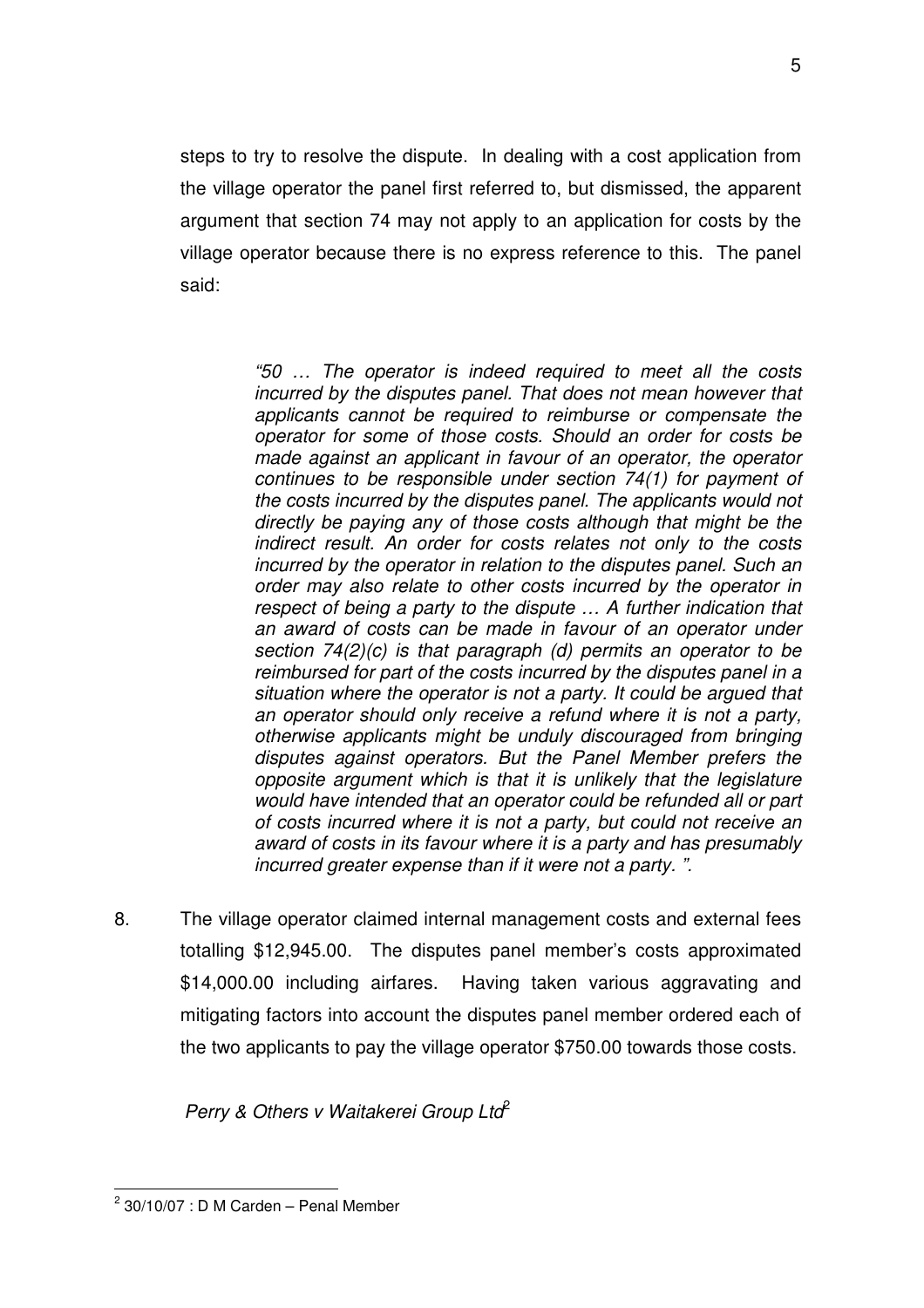steps to try to resolve the dispute. In dealing with a cost application from the village operator the panel first referred to, but dismissed, the apparent argument that section 74 may not apply to an application for costs by the village operator because there is no express reference to this. The panel said:

> *"50 … The operator is indeed required to meet all the costs incurred by the disputes panel. That does not mean however that applicants cannot be required to reimburse or compensate the operator for some of those costs. Should an order for costs be made against an applicant in favour of an operator, the operator continues to be responsible under section 74(1) for payment of the costs incurred by the disputes panel. The applicants would not directly be paying any of those costs although that might be the indirect result. An order for costs relates not only to the costs incurred by the operator in relation to the disputes panel. Such an order may also relate to other costs incurred by the operator in respect of being a party to the dispute … A further indication that an award of costs can be made in favour of an operator under section 74(2)(c) is that paragraph (d) permits an operator to be reimbursed for part of the costs incurred by the disputes panel in a situation where the operator is not a party. It could be argued that an operator should only receive a refund where it is not a party, otherwise applicants might be unduly discouraged from bringing disputes against operators. But the Panel Member prefers the opposite argument which is that it is unlikely that the legislature would have intended that an operator could be refunded all or part of costs incurred where it is not a party, but could not receive an award of costs in its favour where it is a party and has presumably incurred greater expense than if it were not a party. ".*

8. The village operator claimed internal management costs and external fees totalling $12,945.00. The disputes panel member's costs approximated $14,000.00 including airfares. Having taken various aggravating and mitigating factors into account the disputes panel member ordered each of the two applicants to pay the village operator $750.00 towards those costs.

*Perry & Others v Waitakerei Group Ltd*[2]

[2] 30/10/07 : D M Carden – Penal Member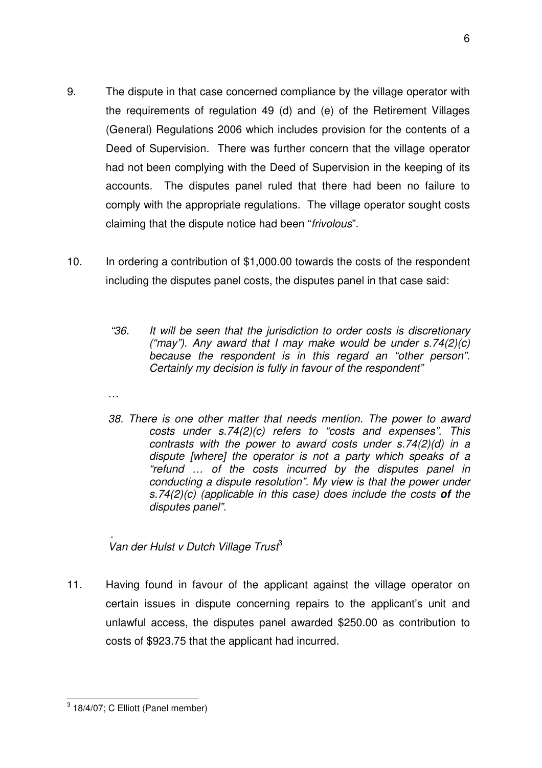9. The dispute in that case concerned compliance by the village operator with the requirements of regulation 49 (d) and (e) of the Retirement Villages (General) Regulations 2006 which includes provision for the contents of a Deed of Supervision. There was further concern that the village operator had not been complying with the Deed of Supervision in the keeping of its accounts. The disputes panel ruled that there had been no failure to comply with the appropriate regulations. The village operator sought costs claiming that the dispute notice had been "*frivolous*".

10. In ordering a contribution of $1,000.00 towards the costs of the respondent including the disputes panel costs, the disputes panel in that case said:

> *"36. It will be seen that the jurisdiction to order costs is discretionary ("may"). Any award that I may make would be under s.74(2)(c) because the respondent is in this regard an "other person". Certainly my decision is fully in favour of the respondent"*
>
> …
>
> *38. There is one other matter that needs mention. The power to award costs under s.74(2)(c) refers to "costs and expenses". This contrasts with the power to award costs under s.74(2)(d) in a dispute [where] the operator is not a party which speaks of a "refund … of the costs incurred by the disputes panel in conducting a dispute resolution". My view is that the power under s.74(2)(c) (applicable in this case) does include the costs* ***of*** *the disputes panel".*

.
*Van der Hulst v Dutch Village Trust*[3]

11. Having found in favour of the applicant against the village operator on certain issues in dispute concerning repairs to the applicant's unit and unlawful access, the disputes panel awarded $250.00 as contribution to costs of $923.75 that the applicant had incurred.

[3] 18/4/07; C Elliott (Panel member)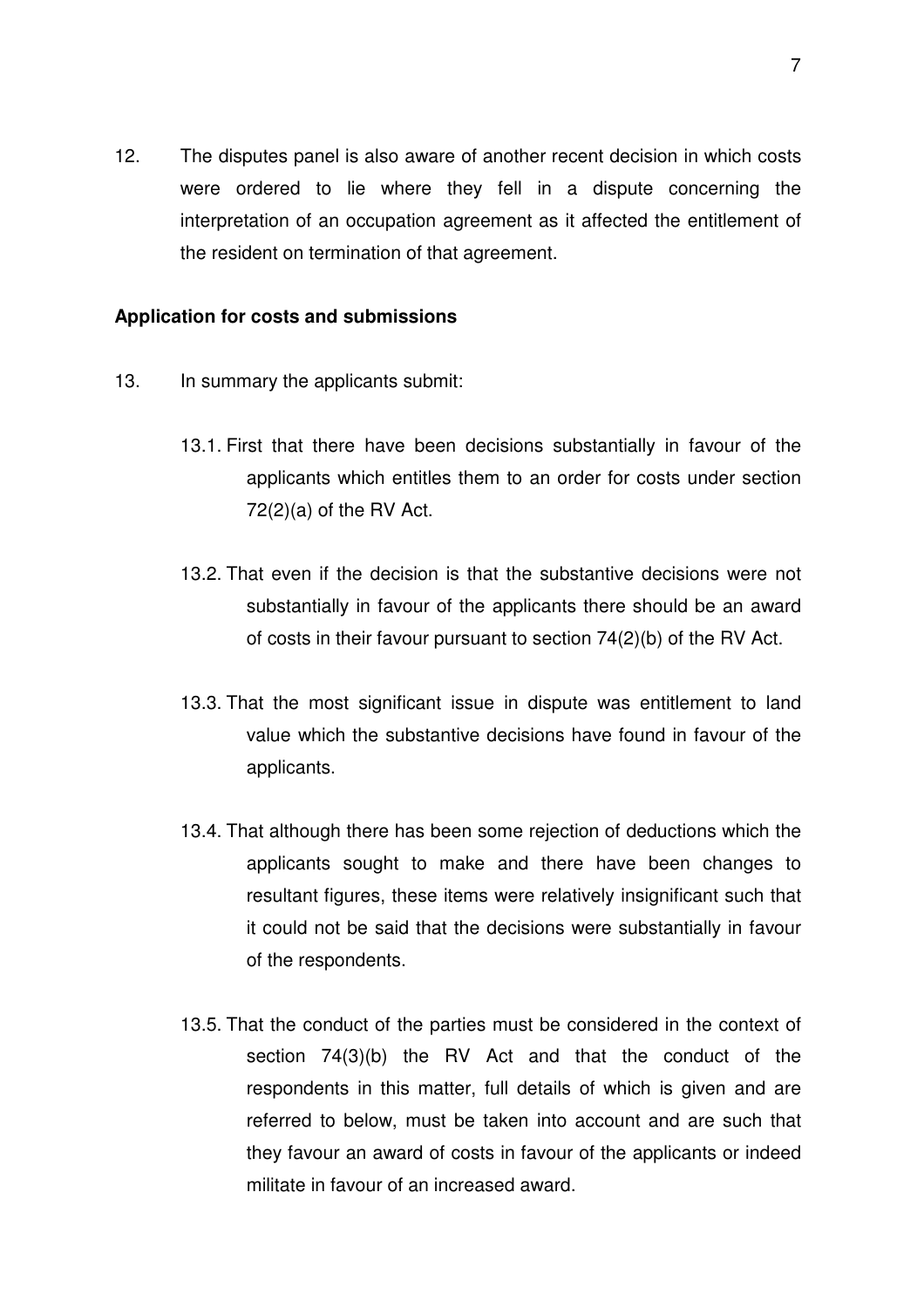12. The disputes panel is also aware of another recent decision in which costs were ordered to lie where they fell in a dispute concerning the interpretation of an occupation agreement as it affected the entitlement of the resident on termination of that agreement.

**Application for costs and submissions**

13. In summary the applicants submit:

    13.1. First that there have been decisions substantially in favour of the applicants which entitles them to an order for costs under section 72(2)(a) of the RV Act.

    13.2. That even if the decision is that the substantive decisions were not substantially in favour of the applicants there should be an award of costs in their favour pursuant to section 74(2)(b) of the RV Act.

    13.3. That the most significant issue in dispute was entitlement to land value which the substantive decisions have found in favour of the applicants.

    13.4. That although there has been some rejection of deductions which the applicants sought to make and there have been changes to resultant figures, these items were relatively insignificant such that it could not be said that the decisions were substantially in favour of the respondents.

    13.5. That the conduct of the parties must be considered in the context of section 74(3)(b) the RV Act and that the conduct of the respondents in this matter, full details of which is given and are referred to below, must be taken into account and are such that they favour an award of costs in favour of the applicants or indeed militate in favour of an increased award.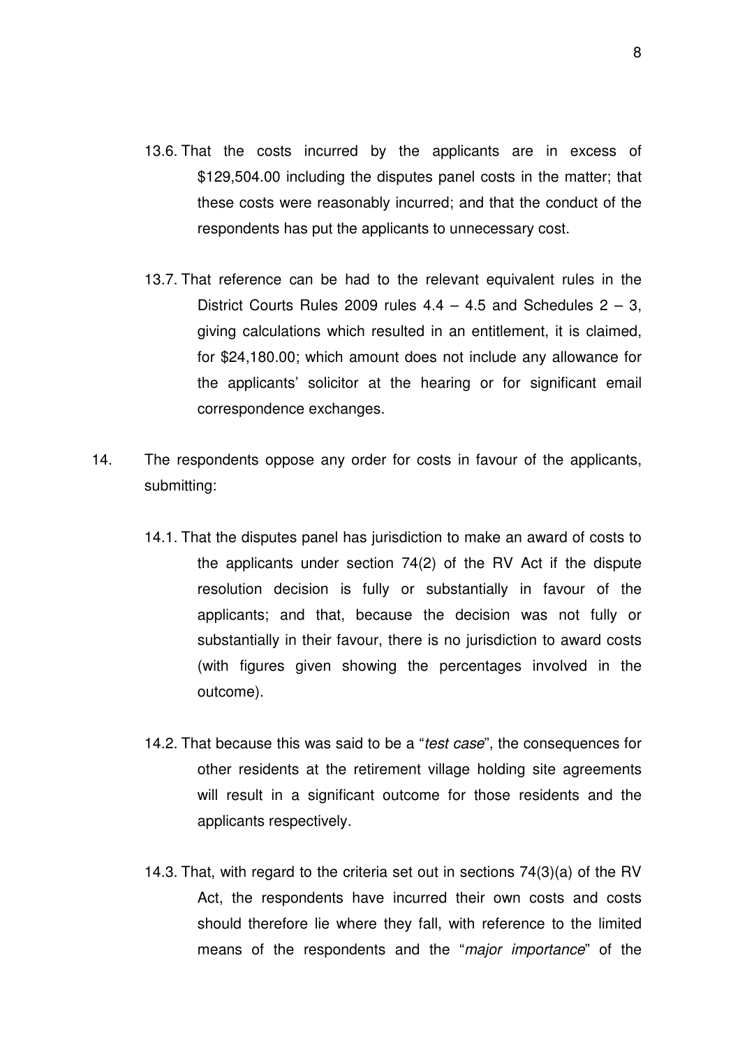13.6. That the costs incurred by the applicants are in excess of $129,504.00 including the disputes panel costs in the matter; that these costs were reasonably incurred; and that the conduct of the respondents has put the applicants to unnecessary cost.

13.7. That reference can be had to the relevant equivalent rules in the District Courts Rules 2009 rules 4.4 – 4.5 and Schedules 2 – 3, giving calculations which resulted in an entitlement, it is claimed, for $24,180.00; which amount does not include any allowance for the applicants' solicitor at the hearing or for significant email correspondence exchanges.

14. The respondents oppose any order for costs in favour of the applicants, submitting:

14.1. That the disputes panel has jurisdiction to make an award of costs to the applicants under section 74(2) of the RV Act if the dispute resolution decision is fully or substantially in favour of the applicants; and that, because the decision was not fully or substantially in their favour, there is no jurisdiction to award costs (with figures given showing the percentages involved in the outcome).

14.2. That because this was said to be a "*test case*", the consequences for other residents at the retirement village holding site agreements will result in a significant outcome for those residents and the applicants respectively.

14.3. That, with regard to the criteria set out in sections 74(3)(a) of the RV Act, the respondents have incurred their own costs and costs should therefore lie where they fall, with reference to the limited means of the respondents and the "*major importance*" of the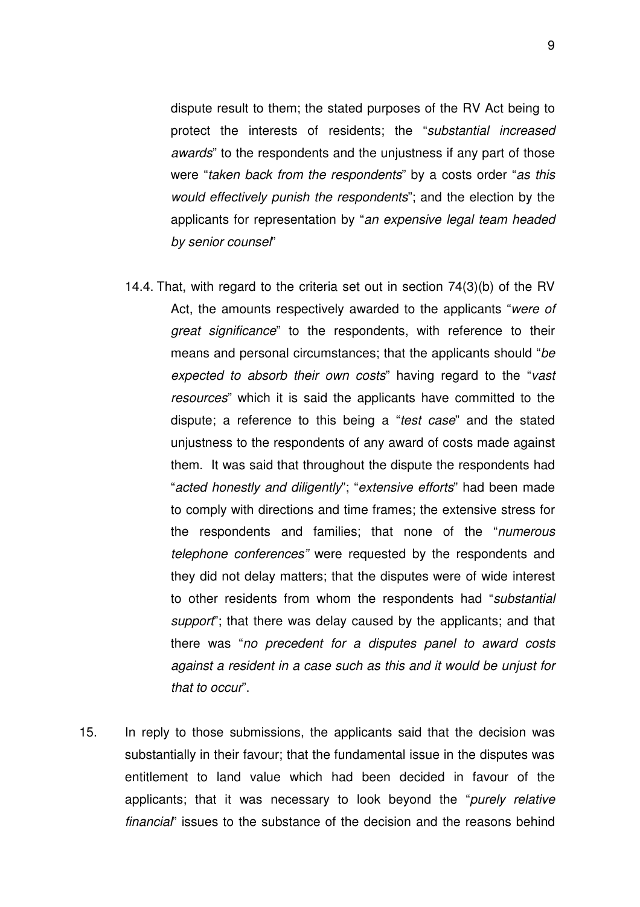dispute result to them; the stated purposes of the RV Act being to protect the interests of residents; the "*substantial increased awards*" to the respondents and the unjustness if any part of those were "*taken back from the respondents*" by a costs order "*as this would effectively punish the respondents*"; and the election by the applicants for representation by "*an expensive legal team headed by senior counsel*"

14.4. That, with regard to the criteria set out in section 74(3)(b) of the RV Act, the amounts respectively awarded to the applicants "*were of great significance*" to the respondents, with reference to their means and personal circumstances; that the applicants should "*be expected to absorb their own costs*" having regard to the "*vast resources*" which it is said the applicants have committed to the dispute; a reference to this being a "*test case*" and the stated unjustness to the respondents of any award of costs made against them. It was said that throughout the dispute the respondents had "*acted honestly and diligently*"; "*extensive efforts*" had been made to comply with directions and time frames; the extensive stress for the respondents and families; that none of the "*numerous telephone conferences"* were requested by the respondents and they did not delay matters; that the disputes were of wide interest to other residents from whom the respondents had "*substantial support*"; that there was delay caused by the applicants; and that there was "*no precedent for a disputes panel to award costs against a resident in a case such as this and it would be unjust for that to occur*".

15. In reply to those submissions, the applicants said that the decision was substantially in their favour; that the fundamental issue in the disputes was entitlement to land value which had been decided in favour of the applicants; that it was necessary to look beyond the "*purely relative financial*" issues to the substance of the decision and the reasons behind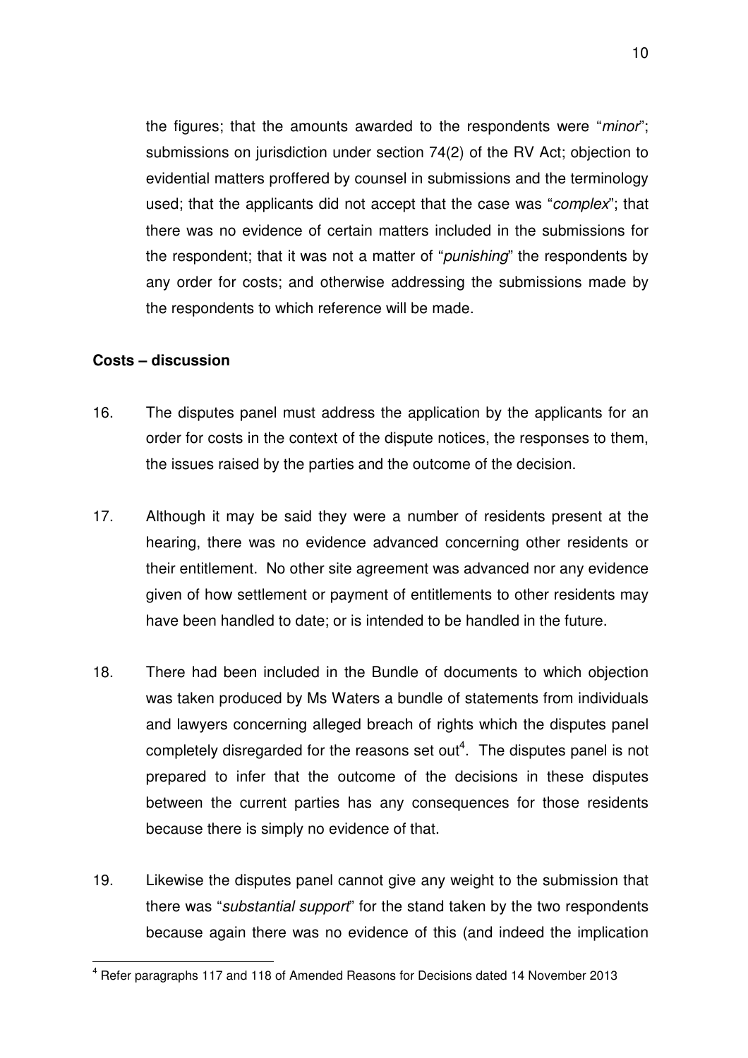the figures; that the amounts awarded to the respondents were "*minor*"; submissions on jurisdiction under section 74(2) of the RV Act; objection to evidential matters proffered by counsel in submissions and the terminology used; that the applicants did not accept that the case was "*complex*"; that there was no evidence of certain matters included in the submissions for the respondent; that it was not a matter of "*punishing*" the respondents by any order for costs; and otherwise addressing the submissions made by the respondents to which reference will be made.

**Costs – discussion**

16. The disputes panel must address the application by the applicants for an order for costs in the context of the dispute notices, the responses to them, the issues raised by the parties and the outcome of the decision.

17. Although it may be said they were a number of residents present at the hearing, there was no evidence advanced concerning other residents or their entitlement. No other site agreement was advanced nor any evidence given of how settlement or payment of entitlements to other residents may have been handled to date; or is intended to be handled in the future.

18. There had been included in the Bundle of documents to which objection was taken produced by Ms Waters a bundle of statements from individuals and lawyers concerning alleged breach of rights which the disputes panel completely disregarded for the reasons set out[4]. The disputes panel is not prepared to infer that the outcome of the decisions in these disputes between the current parties has any consequences for those residents because there is simply no evidence of that.

19. Likewise the disputes panel cannot give any weight to the submission that there was "*substantial support*" for the stand taken by the two respondents because again there was no evidence of this (and indeed the implication

[4] Refer paragraphs 117 and 118 of Amended Reasons for Decisions dated 14 November 2013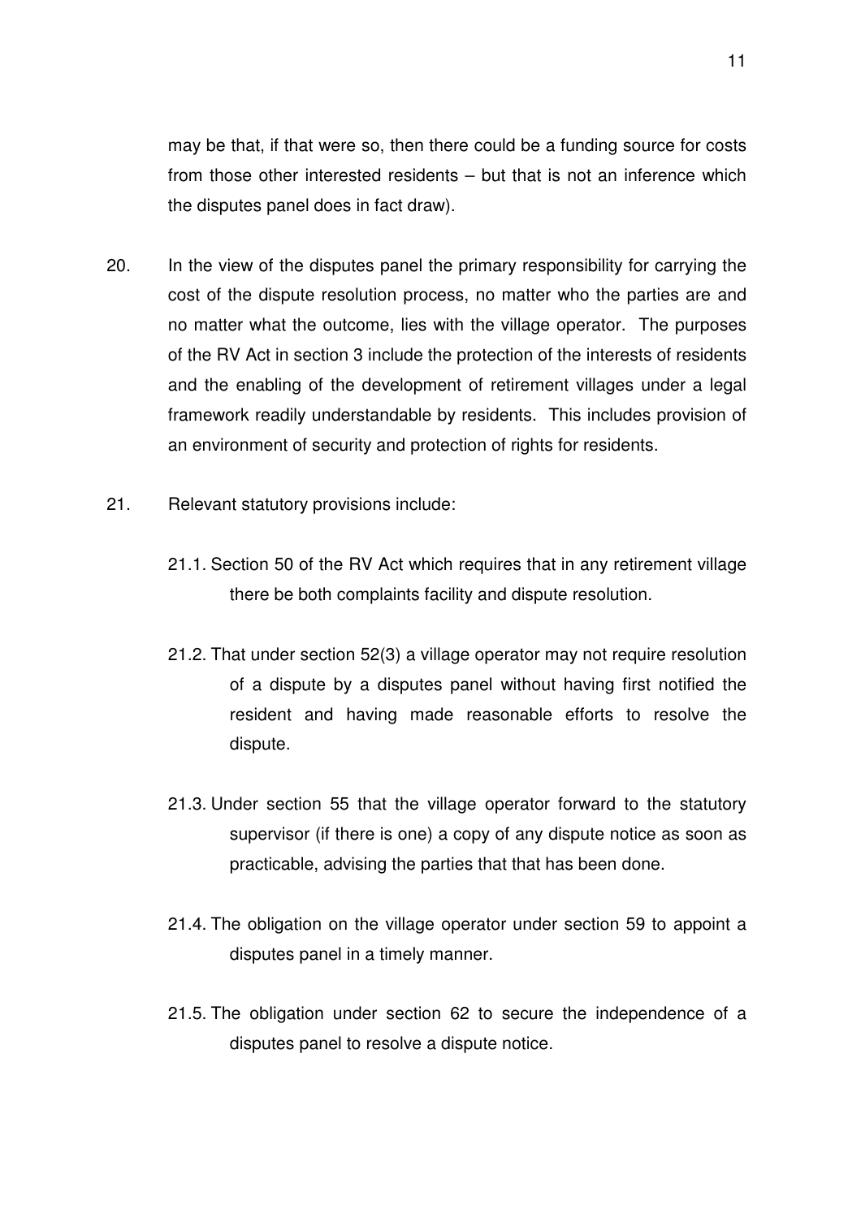may be that, if that were so, then there could be a funding source for costs from those other interested residents – but that is not an inference which the disputes panel does in fact draw).

20. In the view of the disputes panel the primary responsibility for carrying the cost of the dispute resolution process, no matter who the parties are and no matter what the outcome, lies with the village operator. The purposes of the RV Act in section 3 include the protection of the interests of residents and the enabling of the development of retirement villages under a legal framework readily understandable by residents. This includes provision of an environment of security and protection of rights for residents.

21. Relevant statutory provisions include:

    21.1. Section 50 of the RV Act which requires that in any retirement village there be both complaints facility and dispute resolution.

    21.2. That under section 52(3) a village operator may not require resolution of a dispute by a disputes panel without having first notified the resident and having made reasonable efforts to resolve the dispute.

    21.3. Under section 55 that the village operator forward to the statutory supervisor (if there is one) a copy of any dispute notice as soon as practicable, advising the parties that that has been done.

    21.4. The obligation on the village operator under section 59 to appoint a disputes panel in a timely manner.

    21.5. The obligation under section 62 to secure the independence of a disputes panel to resolve a dispute notice.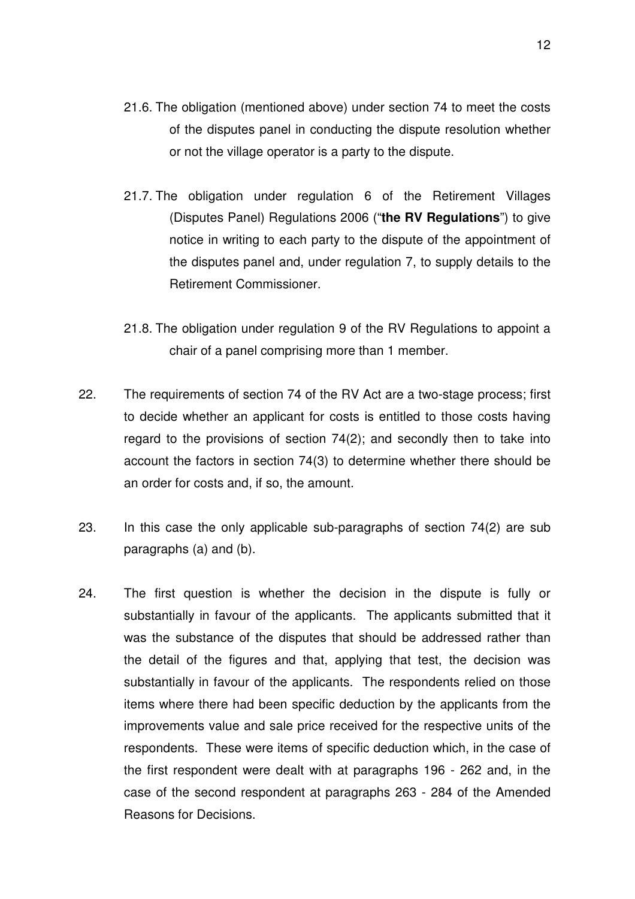21.6. The obligation (mentioned above) under section 74 to meet the costs of the disputes panel in conducting the dispute resolution whether or not the village operator is a party to the dispute.

21.7. The obligation under regulation 6 of the Retirement Villages (Disputes Panel) Regulations 2006 ("**the RV Regulations**") to give notice in writing to each party to the dispute of the appointment of the disputes panel and, under regulation 7, to supply details to the Retirement Commissioner.

21.8. The obligation under regulation 9 of the RV Regulations to appoint a chair of a panel comprising more than 1 member.

22. The requirements of section 74 of the RV Act are a two-stage process; first to decide whether an applicant for costs is entitled to those costs having regard to the provisions of section 74(2); and secondly then to take into account the factors in section 74(3) to determine whether there should be an order for costs and, if so, the amount.

23. In this case the only applicable sub-paragraphs of section 74(2) are sub paragraphs (a) and (b).

24. The first question is whether the decision in the dispute is fully or substantially in favour of the applicants. The applicants submitted that it was the substance of the disputes that should be addressed rather than the detail of the figures and that, applying that test, the decision was substantially in favour of the applicants. The respondents relied on those items where there had been specific deduction by the applicants from the improvements value and sale price received for the respective units of the respondents. These were items of specific deduction which, in the case of the first respondent were dealt with at paragraphs 196 - 262 and, in the case of the second respondent at paragraphs 263 - 284 of the Amended Reasons for Decisions.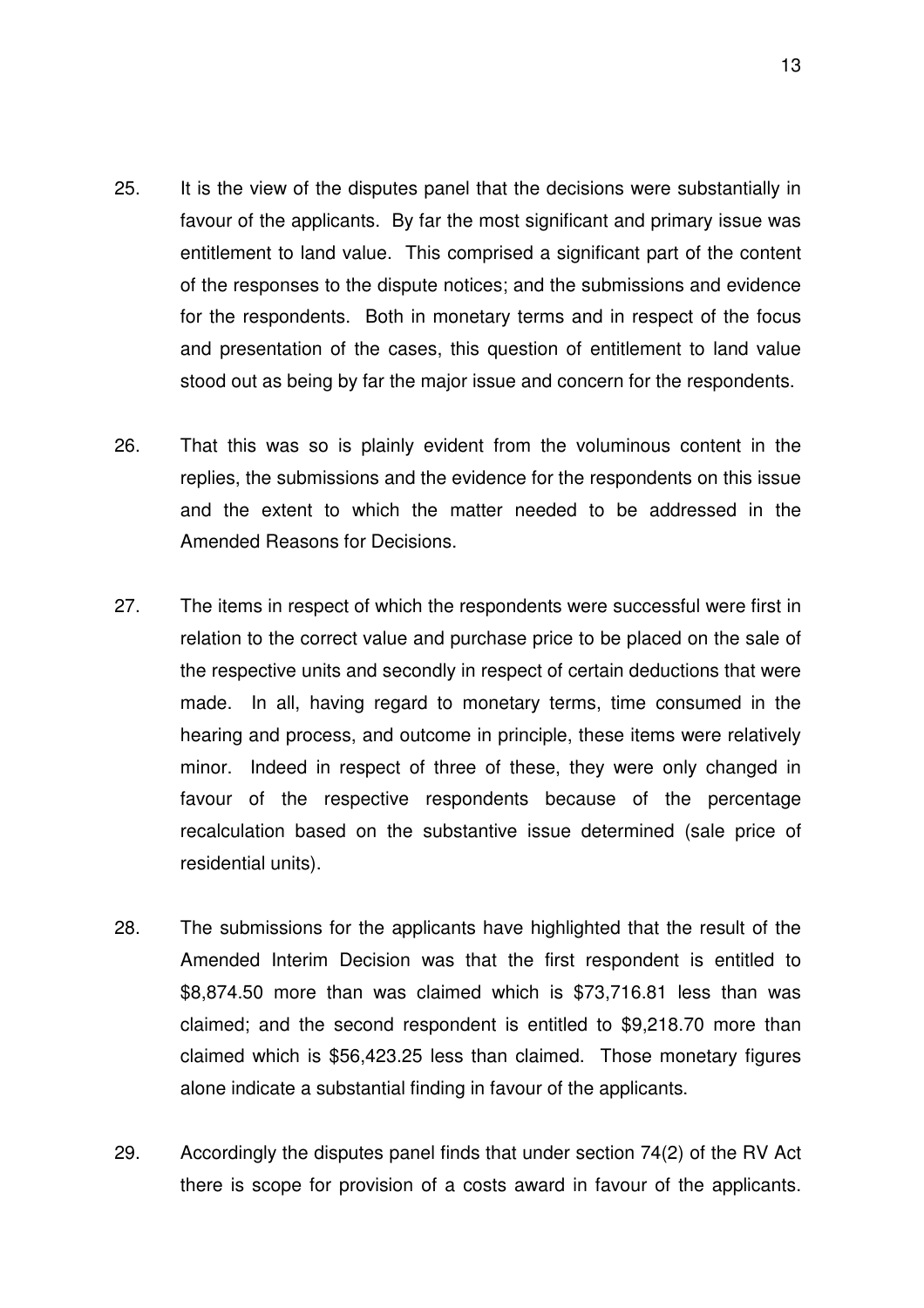25. It is the view of the disputes panel that the decisions were substantially in favour of the applicants. By far the most significant and primary issue was entitlement to land value. This comprised a significant part of the content of the responses to the dispute notices; and the submissions and evidence for the respondents. Both in monetary terms and in respect of the focus and presentation of the cases, this question of entitlement to land value stood out as being by far the major issue and concern for the respondents.

26. That this was so is plainly evident from the voluminous content in the replies, the submissions and the evidence for the respondents on this issue and the extent to which the matter needed to be addressed in the Amended Reasons for Decisions.

27. The items in respect of which the respondents were successful were first in relation to the correct value and purchase price to be placed on the sale of the respective units and secondly in respect of certain deductions that were made. In all, having regard to monetary terms, time consumed in the hearing and process, and outcome in principle, these items were relatively minor. Indeed in respect of three of these, they were only changed in favour of the respective respondents because of the percentage recalculation based on the substantive issue determined (sale price of residential units).

28. The submissions for the applicants have highlighted that the result of the Amended Interim Decision was that the first respondent is entitled to $8,874.50 more than was claimed which is $73,716.81 less than was claimed; and the second respondent is entitled to $9,218.70 more than claimed which is $56,423.25 less than claimed. Those monetary figures alone indicate a substantial finding in favour of the applicants.

29. Accordingly the disputes panel finds that under section 74(2) of the RV Act there is scope for provision of a costs award in favour of the applicants.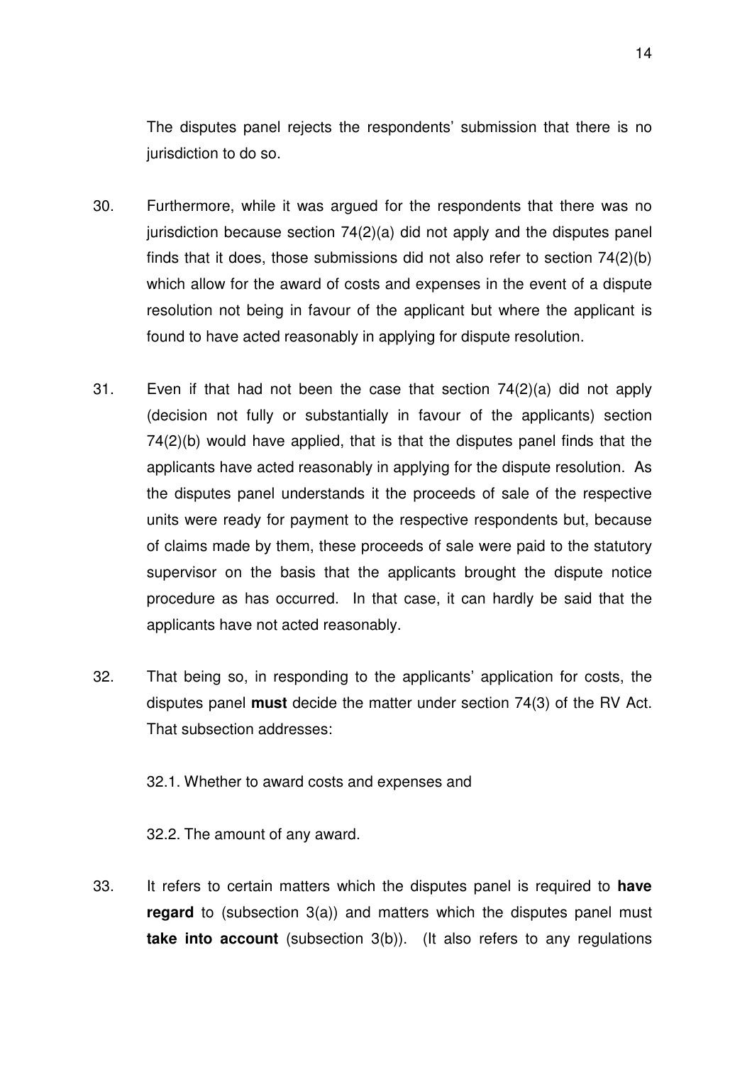The disputes panel rejects the respondents' submission that there is no jurisdiction to do so.

30. Furthermore, while it was argued for the respondents that there was no jurisdiction because section 74(2)(a) did not apply and the disputes panel finds that it does, those submissions did not also refer to section 74(2)(b) which allow for the award of costs and expenses in the event of a dispute resolution not being in favour of the applicant but where the applicant is found to have acted reasonably in applying for dispute resolution.

31. Even if that had not been the case that section 74(2)(a) did not apply (decision not fully or substantially in favour of the applicants) section 74(2)(b) would have applied, that is that the disputes panel finds that the applicants have acted reasonably in applying for the dispute resolution. As the disputes panel understands it the proceeds of sale of the respective units were ready for payment to the respective respondents but, because of claims made by them, these proceeds of sale were paid to the statutory supervisor on the basis that the applicants brought the dispute notice procedure as has occurred. In that case, it can hardly be said that the applicants have not acted reasonably.

32. That being so, in responding to the applicants' application for costs, the disputes panel **must** decide the matter under section 74(3) of the RV Act. That subsection addresses:

    32.1. Whether to award costs and expenses and

    32.2. The amount of any award.

33. It refers to certain matters which the disputes panel is required to **have regard** to (subsection 3(a)) and matters which the disputes panel must **take into account** (subsection 3(b)). (It also refers to any regulations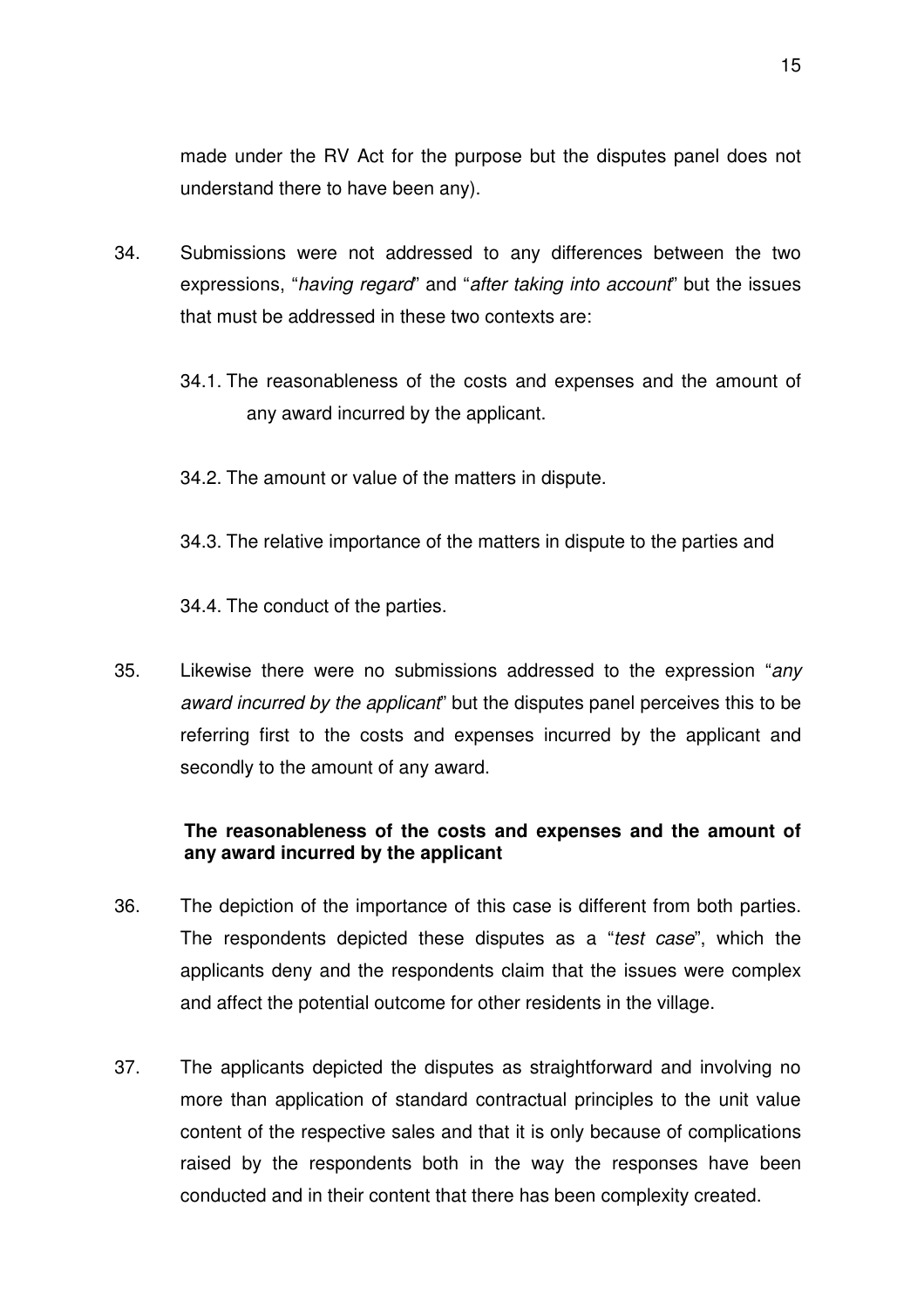made under the RV Act for the purpose but the disputes panel does not understand there to have been any).

34. Submissions were not addressed to any differences between the two expressions, "*having regard*" and "*after taking into account*" but the issues that must be addressed in these two contexts are:

    34.1. The reasonableness of the costs and expenses and the amount of any award incurred by the applicant.

    34.2. The amount or value of the matters in dispute.

    34.3. The relative importance of the matters in dispute to the parties and

    34.4. The conduct of the parties.

35. Likewise there were no submissions addressed to the expression "*any award incurred by the applicant*" but the disputes panel perceives this to be referring first to the costs and expenses incurred by the applicant and secondly to the amount of any award.

**The reasonableness of the costs and expenses and the amount of any award incurred by the applicant**

36. The depiction of the importance of this case is different from both parties. The respondents depicted these disputes as a "*test case*", which the applicants deny and the respondents claim that the issues were complex and affect the potential outcome for other residents in the village.

37. The applicants depicted the disputes as straightforward and involving no more than application of standard contractual principles to the unit value content of the respective sales and that it is only because of complications raised by the respondents both in the way the responses have been conducted and in their content that there has been complexity created.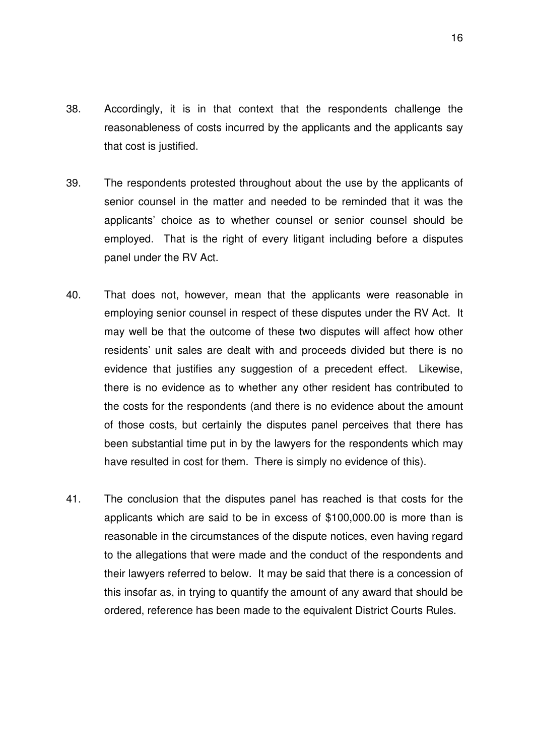38. Accordingly, it is in that context that the respondents challenge the reasonableness of costs incurred by the applicants and the applicants say that cost is justified.

39. The respondents protested throughout about the use by the applicants of senior counsel in the matter and needed to be reminded that it was the applicants' choice as to whether counsel or senior counsel should be employed. That is the right of every litigant including before a disputes panel under the RV Act.

40. That does not, however, mean that the applicants were reasonable in employing senior counsel in respect of these disputes under the RV Act. It may well be that the outcome of these two disputes will affect how other residents' unit sales are dealt with and proceeds divided but there is no evidence that justifies any suggestion of a precedent effect. Likewise, there is no evidence as to whether any other resident has contributed to the costs for the respondents (and there is no evidence about the amount of those costs, but certainly the disputes panel perceives that there has been substantial time put in by the lawyers for the respondents which may have resulted in cost for them. There is simply no evidence of this).

41. The conclusion that the disputes panel has reached is that costs for the applicants which are said to be in excess of $100,000.00 is more than is reasonable in the circumstances of the dispute notices, even having regard to the allegations that were made and the conduct of the respondents and their lawyers referred to below. It may be said that there is a concession of this insofar as, in trying to quantify the amount of any award that should be ordered, reference has been made to the equivalent District Courts Rules.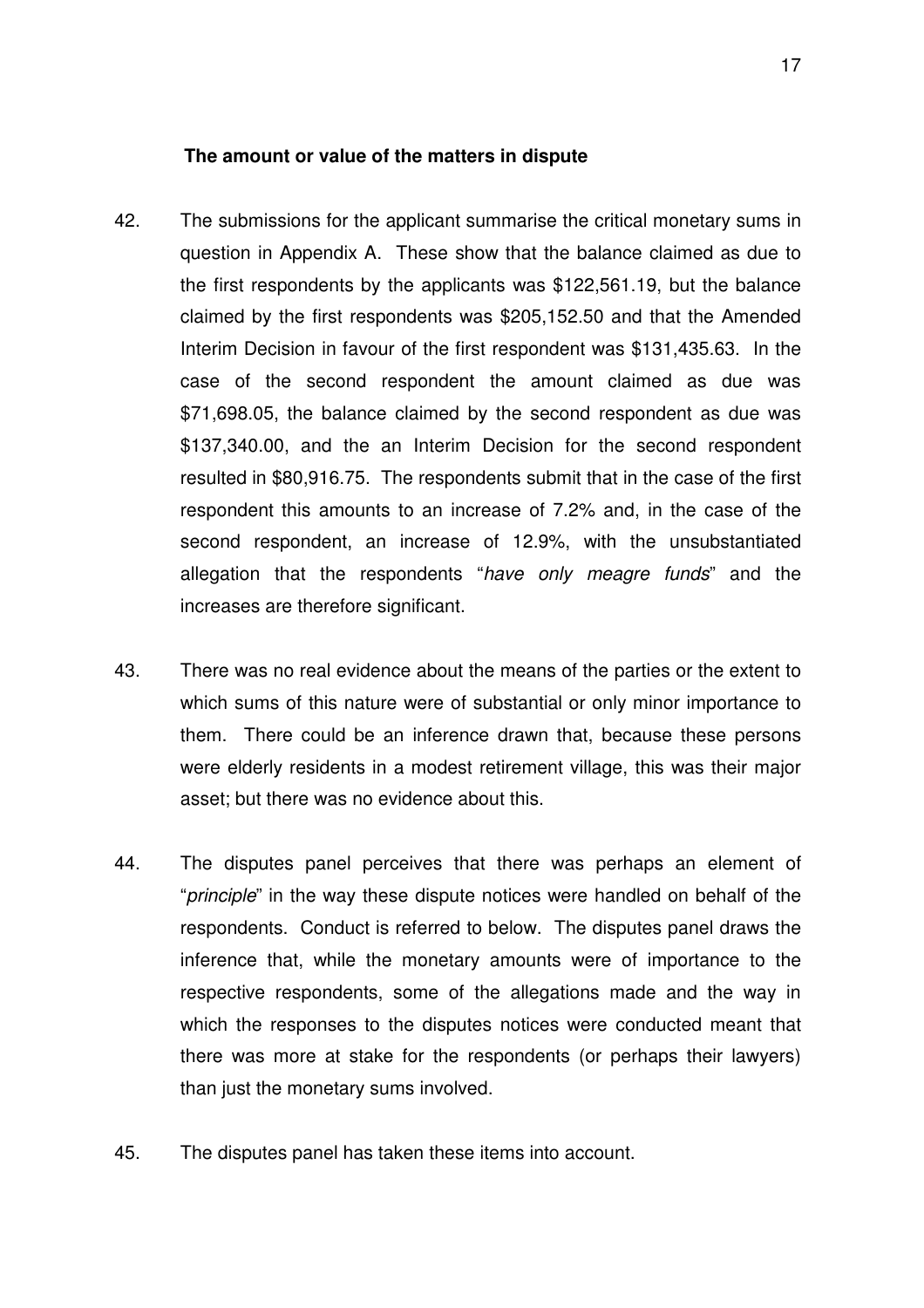**The amount or value of the matters in dispute**

42. The submissions for the applicant summarise the critical monetary sums in question in Appendix A. These show that the balance claimed as due to the first respondents by the applicants was $122,561.19, but the balance claimed by the first respondents was $205,152.50 and that the Amended Interim Decision in favour of the first respondent was $131,435.63. In the case of the second respondent the amount claimed as due was $71,698.05, the balance claimed by the second respondent as due was $137,340.00, and the an Interim Decision for the second respondent resulted in $80,916.75. The respondents submit that in the case of the first respondent this amounts to an increase of 7.2% and, in the case of the second respondent, an increase of 12.9%, with the unsubstantiated allegation that the respondents "*have only meagre funds*" and the increases are therefore significant.

43. There was no real evidence about the means of the parties or the extent to which sums of this nature were of substantial or only minor importance to them. There could be an inference drawn that, because these persons were elderly residents in a modest retirement village, this was their major asset; but there was no evidence about this.

44. The disputes panel perceives that there was perhaps an element of "*principle*" in the way these dispute notices were handled on behalf of the respondents. Conduct is referred to below. The disputes panel draws the inference that, while the monetary amounts were of importance to the respective respondents, some of the allegations made and the way in which the responses to the disputes notices were conducted meant that there was more at stake for the respondents (or perhaps their lawyers) than just the monetary sums involved.

45. The disputes panel has taken these items into account.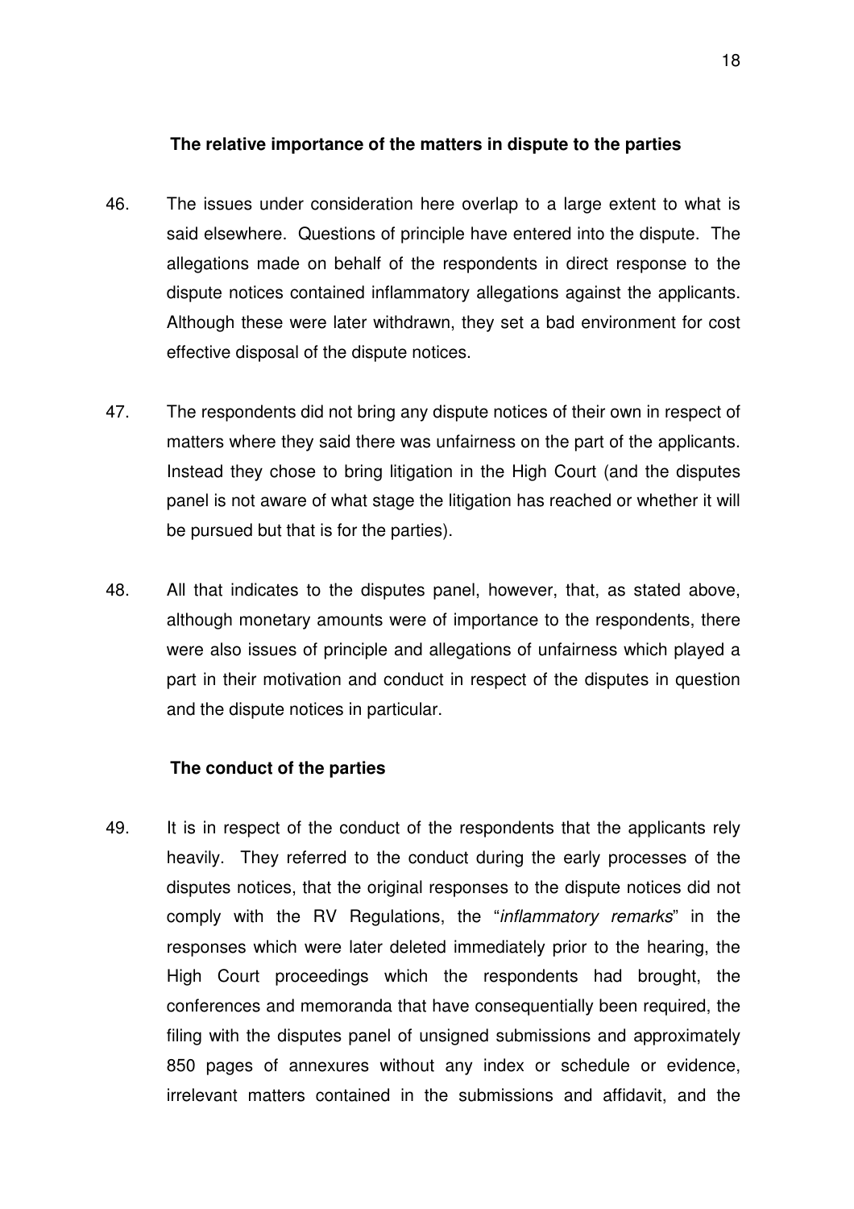**The relative importance of the matters in dispute to the parties**

46. The issues under consideration here overlap to a large extent to what is said elsewhere. Questions of principle have entered into the dispute. The allegations made on behalf of the respondents in direct response to the dispute notices contained inflammatory allegations against the applicants. Although these were later withdrawn, they set a bad environment for cost effective disposal of the dispute notices.

47. The respondents did not bring any dispute notices of their own in respect of matters where they said there was unfairness on the part of the applicants. Instead they chose to bring litigation in the High Court (and the disputes panel is not aware of what stage the litigation has reached or whether it will be pursued but that is for the parties).

48. All that indicates to the disputes panel, however, that, as stated above, although monetary amounts were of importance to the respondents, there were also issues of principle and allegations of unfairness which played a part in their motivation and conduct in respect of the disputes in question and the dispute notices in particular.

**The conduct of the parties**

49. It is in respect of the conduct of the respondents that the applicants rely heavily. They referred to the conduct during the early processes of the disputes notices, that the original responses to the dispute notices did not comply with the RV Regulations, the "*inflammatory remarks*" in the responses which were later deleted immediately prior to the hearing, the High Court proceedings which the respondents had brought, the conferences and memoranda that have consequentially been required, the filing with the disputes panel of unsigned submissions and approximately 850 pages of annexures without any index or schedule or evidence, irrelevant matters contained in the submissions and affidavit, and the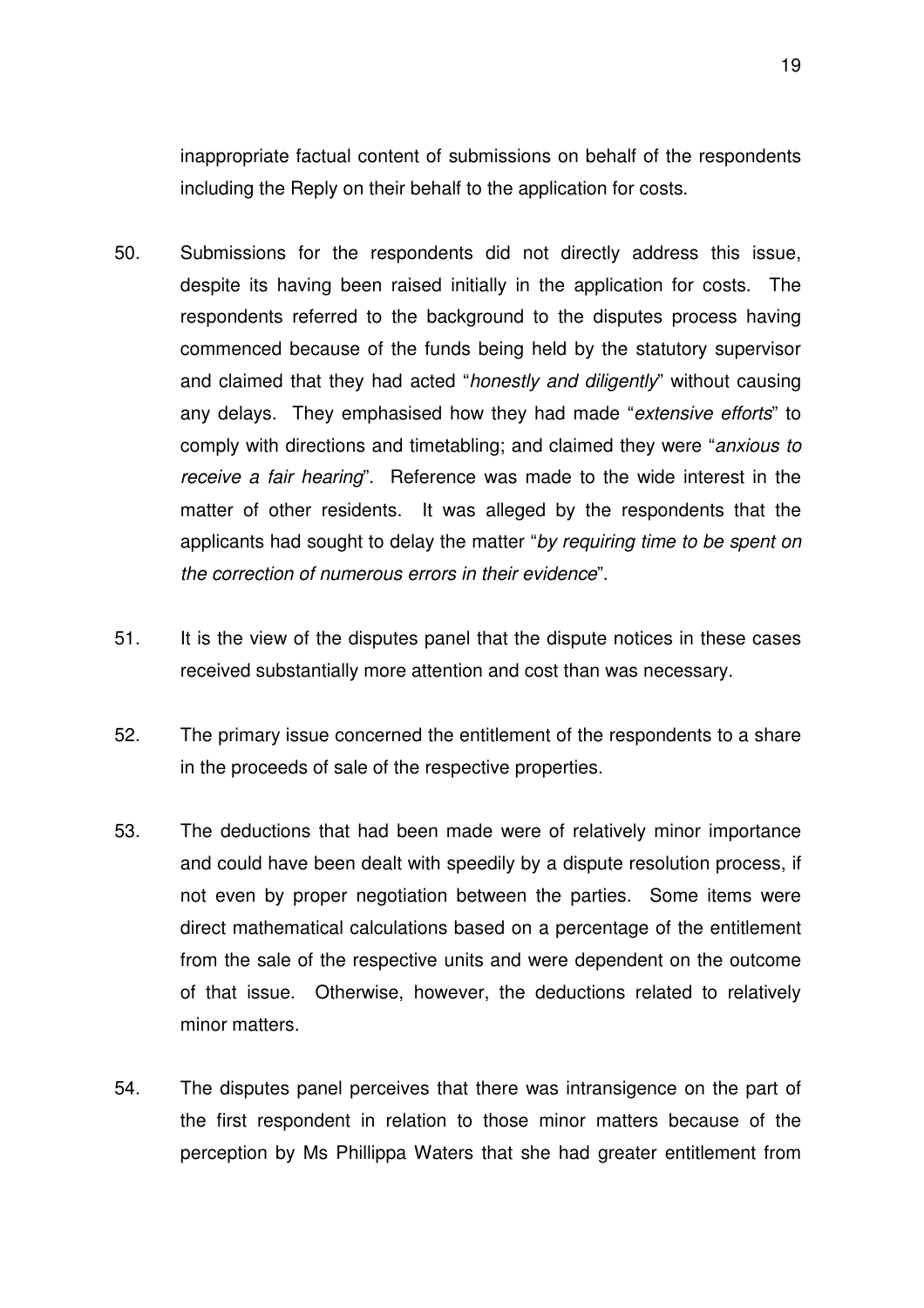inappropriate factual content of submissions on behalf of the respondents including the Reply on their behalf to the application for costs.

50. Submissions for the respondents did not directly address this issue, despite its having been raised initially in the application for costs. The respondents referred to the background to the disputes process having commenced because of the funds being held by the statutory supervisor and claimed that they had acted "*honestly and diligently*" without causing any delays. They emphasised how they had made "*extensive efforts*" to comply with directions and timetabling; and claimed they were "*anxious to receive a fair hearing*". Reference was made to the wide interest in the matter of other residents. It was alleged by the respondents that the applicants had sought to delay the matter "*by requiring time to be spent on the correction of numerous errors in their evidence*".

51. It is the view of the disputes panel that the dispute notices in these cases received substantially more attention and cost than was necessary.

52. The primary issue concerned the entitlement of the respondents to a share in the proceeds of sale of the respective properties.

53. The deductions that had been made were of relatively minor importance and could have been dealt with speedily by a dispute resolution process, if not even by proper negotiation between the parties. Some items were direct mathematical calculations based on a percentage of the entitlement from the sale of the respective units and were dependent on the outcome of that issue. Otherwise, however, the deductions related to relatively minor matters.

54. The disputes panel perceives that there was intransigence on the part of the first respondent in relation to those minor matters because of the perception by Ms Phillippa Waters that she had greater entitlement from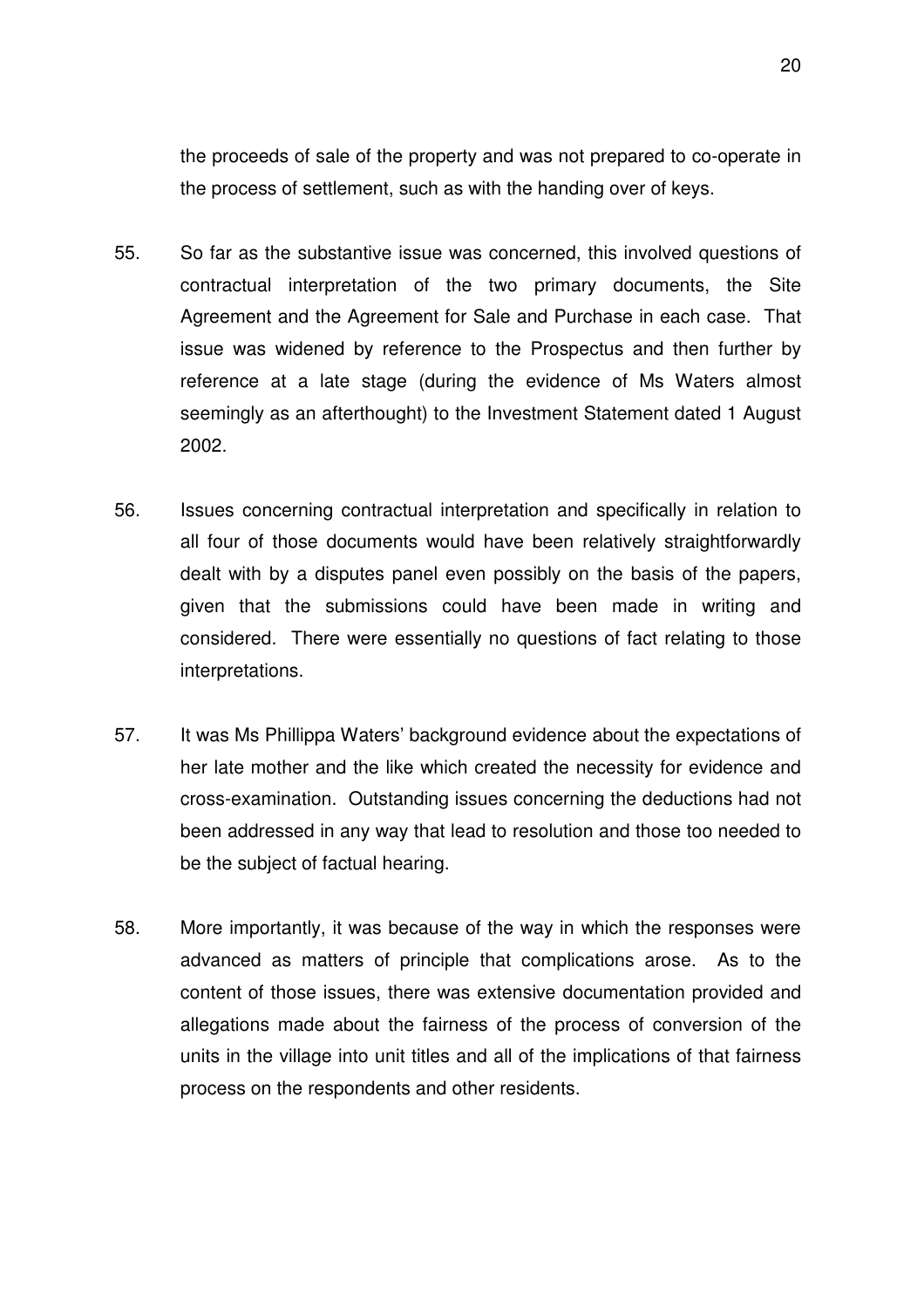the proceeds of sale of the property and was not prepared to co-operate in the process of settlement, such as with the handing over of keys.

55. So far as the substantive issue was concerned, this involved questions of contractual interpretation of the two primary documents, the Site Agreement and the Agreement for Sale and Purchase in each case. That issue was widened by reference to the Prospectus and then further by reference at a late stage (during the evidence of Ms Waters almost seemingly as an afterthought) to the Investment Statement dated 1 August 2002.

56. Issues concerning contractual interpretation and specifically in relation to all four of those documents would have been relatively straightforwardly dealt with by a disputes panel even possibly on the basis of the papers, given that the submissions could have been made in writing and considered. There were essentially no questions of fact relating to those interpretations.

57. It was Ms Phillippa Waters' background evidence about the expectations of her late mother and the like which created the necessity for evidence and cross-examination. Outstanding issues concerning the deductions had not been addressed in any way that lead to resolution and those too needed to be the subject of factual hearing.

58. More importantly, it was because of the way in which the responses were advanced as matters of principle that complications arose. As to the content of those issues, there was extensive documentation provided and allegations made about the fairness of the process of conversion of the units in the village into unit titles and all of the implications of that fairness process on the respondents and other residents.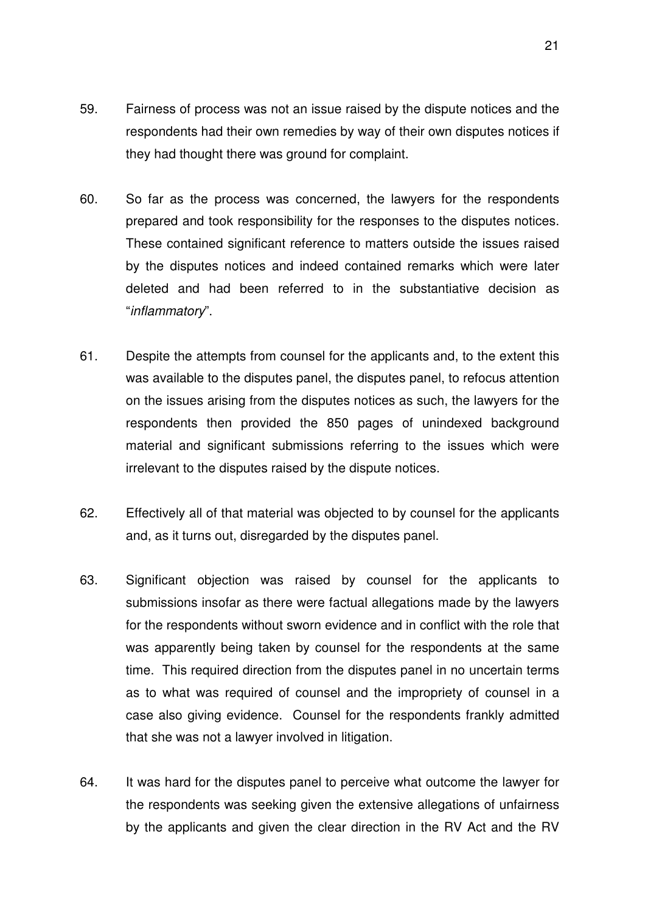59. Fairness of process was not an issue raised by the dispute notices and the respondents had their own remedies by way of their own disputes notices if they had thought there was ground for complaint.

60. So far as the process was concerned, the lawyers for the respondents prepared and took responsibility for the responses to the disputes notices. These contained significant reference to matters outside the issues raised by the disputes notices and indeed contained remarks which were later deleted and had been referred to in the substantiative decision as "*inflammatory*".

61. Despite the attempts from counsel for the applicants and, to the extent this was available to the disputes panel, the disputes panel, to refocus attention on the issues arising from the disputes notices as such, the lawyers for the respondents then provided the 850 pages of unindexed background material and significant submissions referring to the issues which were irrelevant to the disputes raised by the dispute notices.

62. Effectively all of that material was objected to by counsel for the applicants and, as it turns out, disregarded by the disputes panel.

63. Significant objection was raised by counsel for the applicants to submissions insofar as there were factual allegations made by the lawyers for the respondents without sworn evidence and in conflict with the role that was apparently being taken by counsel for the respondents at the same time. This required direction from the disputes panel in no uncertain terms as to what was required of counsel and the impropriety of counsel in a case also giving evidence. Counsel for the respondents frankly admitted that she was not a lawyer involved in litigation.

64. It was hard for the disputes panel to perceive what outcome the lawyer for the respondents was seeking given the extensive allegations of unfairness by the applicants and given the clear direction in the RV Act and the RV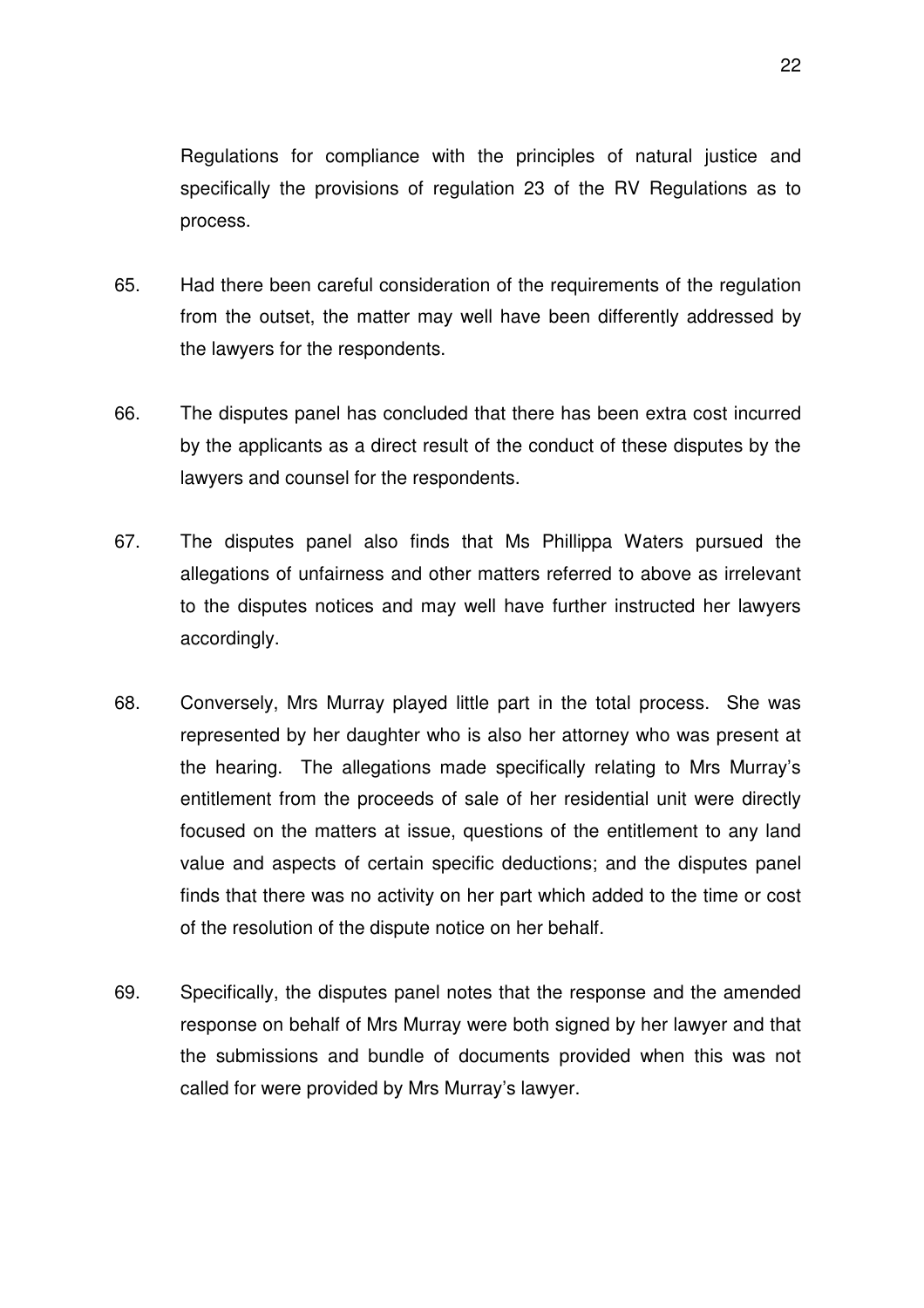Regulations for compliance with the principles of natural justice and specifically the provisions of regulation 23 of the RV Regulations as to process.

65. Had there been careful consideration of the requirements of the regulation from the outset, the matter may well have been differently addressed by the lawyers for the respondents.

66. The disputes panel has concluded that there has been extra cost incurred by the applicants as a direct result of the conduct of these disputes by the lawyers and counsel for the respondents.

67. The disputes panel also finds that Ms Phillippa Waters pursued the allegations of unfairness and other matters referred to above as irrelevant to the disputes notices and may well have further instructed her lawyers accordingly.

68. Conversely, Mrs Murray played little part in the total process. She was represented by her daughter who is also her attorney who was present at the hearing. The allegations made specifically relating to Mrs Murray's entitlement from the proceeds of sale of her residential unit were directly focused on the matters at issue, questions of the entitlement to any land value and aspects of certain specific deductions; and the disputes panel finds that there was no activity on her part which added to the time or cost of the resolution of the dispute notice on her behalf.

69. Specifically, the disputes panel notes that the response and the amended response on behalf of Mrs Murray were both signed by her lawyer and that the submissions and bundle of documents provided when this was not called for were provided by Mrs Murray's lawyer.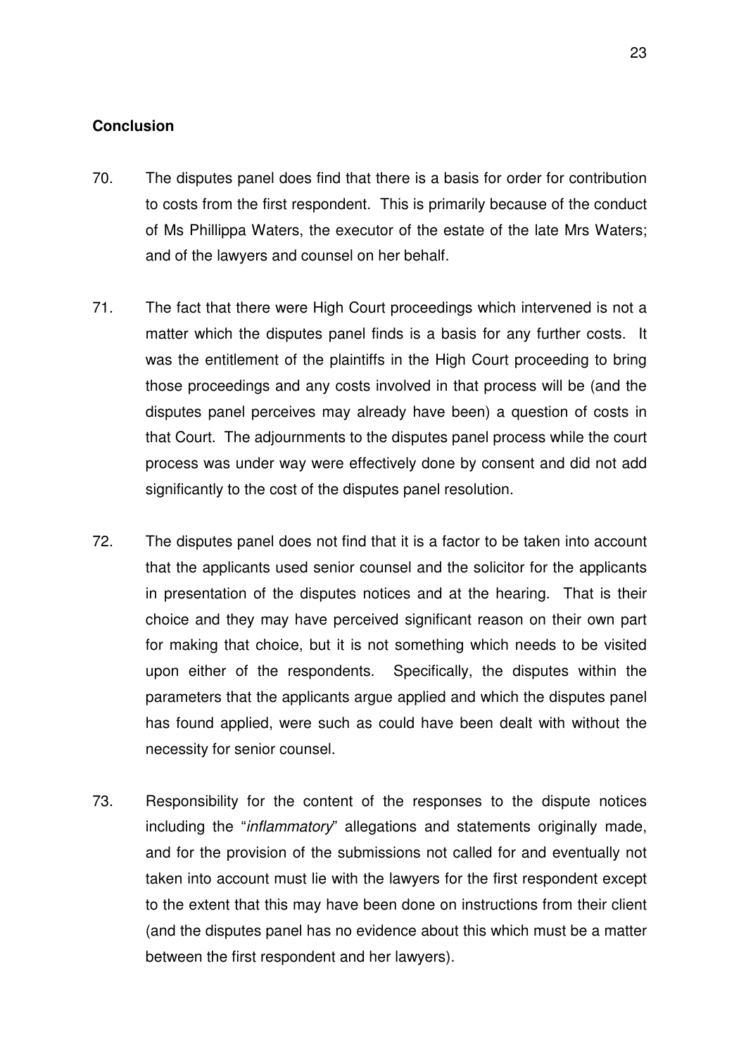**Conclusion**

70. The disputes panel does find that there is a basis for order for contribution to costs from the first respondent. This is primarily because of the conduct of Ms Phillippa Waters, the executor of the estate of the late Mrs Waters; and of the lawyers and counsel on her behalf.

71. The fact that there were High Court proceedings which intervened is not a matter which the disputes panel finds is a basis for any further costs. It was the entitlement of the plaintiffs in the High Court proceeding to bring those proceedings and any costs involved in that process will be (and the disputes panel perceives may already have been) a question of costs in that Court. The adjournments to the disputes panel process while the court process was under way were effectively done by consent and did not add significantly to the cost of the disputes panel resolution.

72. The disputes panel does not find that it is a factor to be taken into account that the applicants used senior counsel and the solicitor for the applicants in presentation of the disputes notices and at the hearing. That is their choice and they may have perceived significant reason on their own part for making that choice, but it is not something which needs to be visited upon either of the respondents. Specifically, the disputes within the parameters that the applicants argue applied and which the disputes panel has found applied, were such as could have been dealt with without the necessity for senior counsel.

73. Responsibility for the content of the responses to the dispute notices including the "*inflammatory*" allegations and statements originally made, and for the provision of the submissions not called for and eventually not taken into account must lie with the lawyers for the first respondent except to the extent that this may have been done on instructions from their client (and the disputes panel has no evidence about this which must be a matter between the first respondent and her lawyers).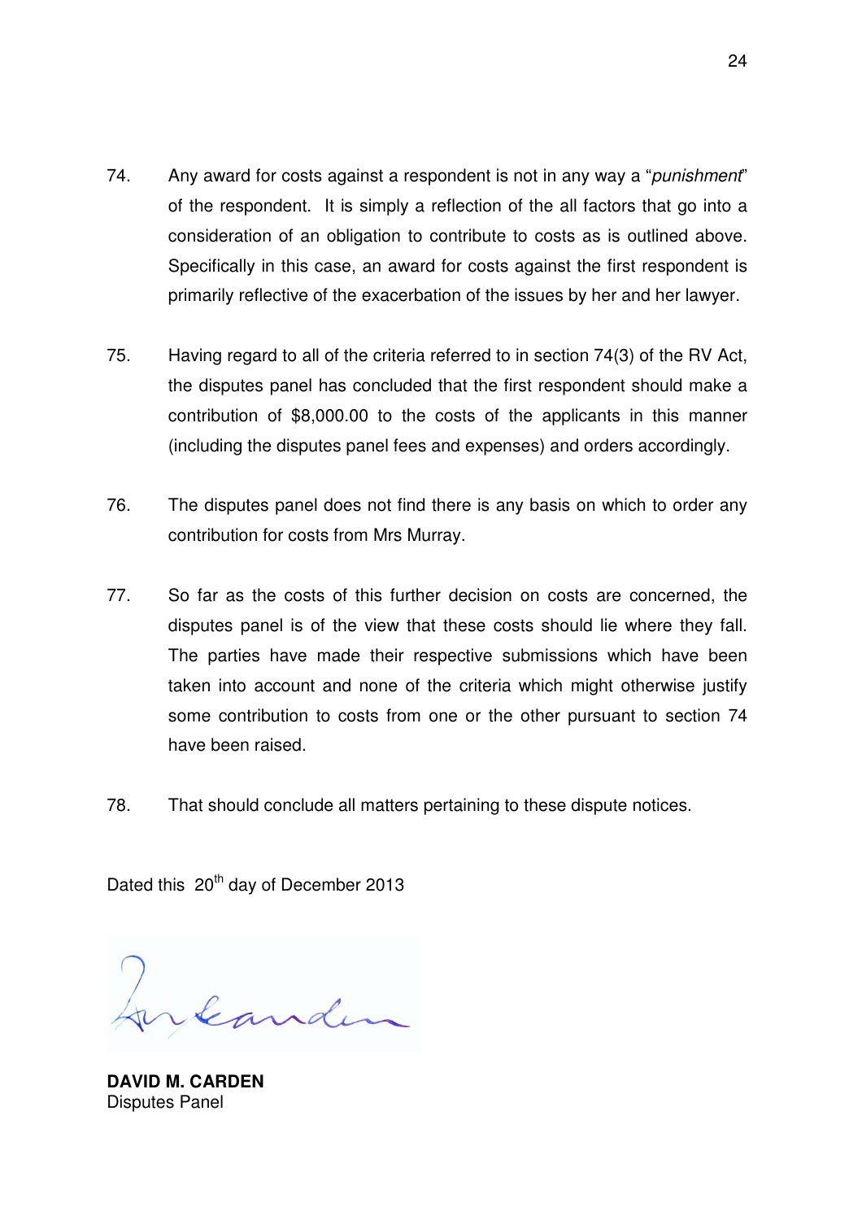74. Any award for costs against a respondent is not in any way a "*punishment*" of the respondent. It is simply a reflection of the all factors that go into a consideration of an obligation to contribute to costs as is outlined above. Specifically in this case, an award for costs against the first respondent is primarily reflective of the exacerbation of the issues by her and her lawyer.

75. Having regard to all of the criteria referred to in section 74(3) of the RV Act, the disputes panel has concluded that the first respondent should make a contribution of $8,000.00 to the costs of the applicants in this manner (including the disputes panel fees and expenses) and orders accordingly.

76. The disputes panel does not find there is any basis on which to order any contribution for costs from Mrs Murray.

77. So far as the costs of this further decision on costs are concerned, the disputes panel is of the view that these costs should lie where they fall. The parties have made their respective submissions which have been taken into account and none of the criteria which might otherwise justify some contribution to costs from one or the other pursuant to section 74 have been raised.

78. That should conclude all matters pertaining to these dispute notices.

Dated this 20th day of December 2013

**DAVID M. CARDEN**
Disputes Panel